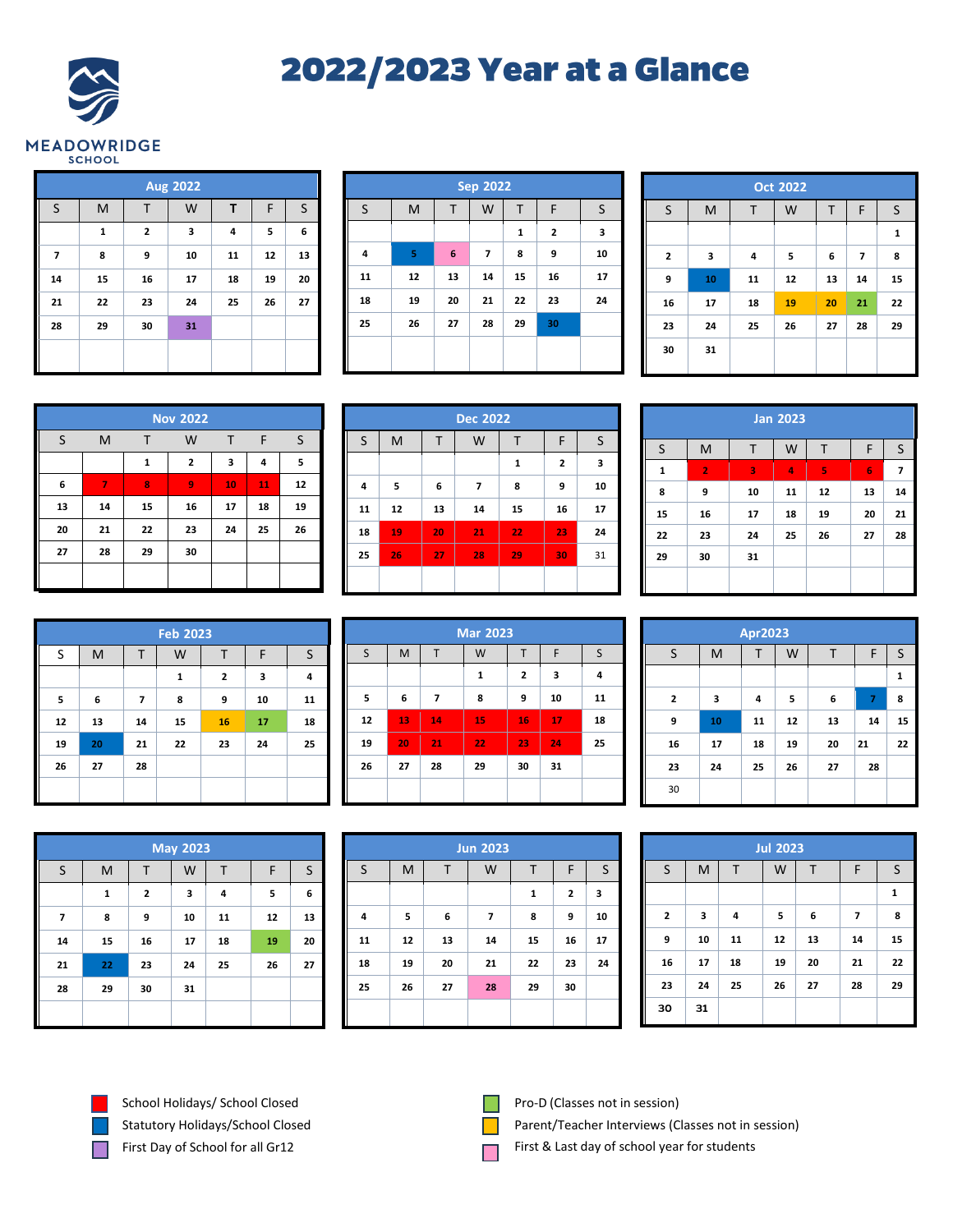MEADOWRIDGE SCHOOL

# 2022/2023 Year at a Glance

**Aug 2022**

| S | M | T | W | T | F | S |
|---|---|---|---|---|---|---|
| | 1 | 2 | 3 | 4 | 5 | 6 |
| 7 | 8 | 9 | 10 | 11 | 12 | 13 |
| 14 | 15 | 16 | 17 | 18 | 19 | 20 |
| 21 | 22 | 23 | 24 | 25 | 26 | 27 |
| 28 | 29 | 30 | 31 | | | |

**Sep 2022**

| S | M | T | W | T | F | S |
|---|---|---|---|---|---|---|
| | | | | 1 | 2 | 3 |
| 4 | 5 | 6 | 7 | 8 | 9 | 10 |
| 11 | 12 | 13 | 14 | 15 | 16 | 17 |
| 18 | 19 | 20 | 21 | 22 | 23 | 24 |
| 25 | 26 | 27 | 28 | 29 | 30 | |

**Oct 2022**

| S | M | T | W | T | F | S |
|---|---|---|---|---|---|---|
| | | | | | | 1 |
| 2 | 3 | 4 | 5 | 6 | 7 | 8 |
| 9 | 10 | 11 | 12 | 13 | 14 | 15 |
| 16 | 17 | 18 | 19 | 20 | 21 | 22 |
| 23 | 24 | 25 | 26 | 27 | 28 | 29 |
| 30 | 31 | | | | | |

**Nov 2022**

| S | M | T | W | T | F | S |
|---|---|---|---|---|---|---|
| | | 1 | 2 | 3 | 4 | 5 |
| 6 | 7 | 8 | 9 | 10 | 11 | 12 |
| 13 | 14 | 15 | 16 | 17 | 18 | 19 |
| 20 | 21 | 22 | 23 | 24 | 25 | 26 |
| 27 | 28 | 29 | 30 | | | |

**Dec 2022**

| S | M | T | W | T | F | S |
|---|---|---|---|---|---|---|
| | | | | 1 | 2 | 3 |
| 4 | 5 | 6 | 7 | 8 | 9 | 10 |
| 11 | 12 | 13 | 14 | 15 | 16 | 17 |
| 18 | 19 | 20 | 21 | 22 | 23 | 24 |
| 25 | 26 | 27 | 28 | 29 | 30 | 31 |

**Jan 2023**

| S | M | T | W | T | F | S |
|---|---|---|---|---|---|---|
| 1 | 2 | 3 | 4 | 5 | 6 | 7 |
| 8 | 9 | 10 | 11 | 12 | 13 | 14 |
| 15 | 16 | 17 | 18 | 19 | 20 | 21 |
| 22 | 23 | 24 | 25 | 26 | 27 | 28 |
| 29 | 30 | 31 | | | | |

**Feb 2023**

| S | M | T | W | T | F | S |
|---|---|---|---|---|---|---|
| | | | 1 | 2 | 3 | 4 |
| 5 | 6 | 7 | 8 | 9 | 10 | 11 |
| 12 | 13 | 14 | 15 | 16 | 17 | 18 |
| 19 | 20 | 21 | 22 | 23 | 24 | 25 |
| 26 | 27 | 28 | | | | |

**Mar 2023**

| S | M | T | W | T | F | S |
|---|---|---|---|---|---|---|
| | | | 1 | 2 | 3 | 4 |
| 5 | 6 | 7 | 8 | 9 | 10 | 11 |
| 12 | 13 | 14 | 15 | 16 | 17 | 18 |
| 19 | 20 | 21 | 22 | 23 | 24 | 25 |
| 26 | 27 | 28 | 29 | 30 | 31 | |

**Apr2023**

| S | M | T | W | T | F | S |
|---|---|---|---|---|---|---|
| | | | | | | 1 |
| 2 | 3 | 4 | 5 | 6 | 7 | 8 |
| 9 | 10 | 11 | 12 | 13 | 14 | 15 |
| 16 | 17 | 18 | 19 | 20 | 21 | 22 |
| 23 | 24 | 25 | 26 | 27 | 28 | |
| 30 | | | | | | |

**May 2023**

| S | M | T | W | T | F | S |
|---|---|---|---|---|---|---|
| | 1 | 2 | 3 | 4 | 5 | 6 |
| 7 | 8 | 9 | 10 | 11 | 12 | 13 |
| 14 | 15 | 16 | 17 | 18 | 19 | 20 |
| 21 | 22 | 23 | 24 | 25 | 26 | 27 |
| 28 | 29 | 30 | 31 | | | |

**Jun 2023**

| S | M | T | W | T | F | S |
|---|---|---|---|---|---|---|
| | | | | 1 | 2 | 3 |
| 4 | 5 | 6 | 7 | 8 | 9 | 10 |
| 11 | 12 | 13 | 14 | 15 | 16 | 17 |
| 18 | 19 | 20 | 21 | 22 | 23 | 24 |
| 25 | 26 | 27 | 28 | 29 | 30 | |

**Jul 2023**

| S | M | T | W | T | F | S |
|---|---|---|---|---|---|---|
| | | | | | | 1 |
| 2 | 3 | 4 | 5 | 6 | 7 | 8 |
| 9 | 10 | 11 | 12 | 13 | 14 | 15 |
| 16 | 17 | 18 | 19 | 20 | 21 | 22 |
| 23 | 24 | 25 | 26 | 27 | 28 | 29 |
| 30 | 31 | | | | | |

- School Holidays/ School Closed
- Statutory Holidays/School Closed
- First Day of School for all Gr12
- Pro-D (Classes not in session)
- Parent/Teacher Interviews (Classes not in session)
- First & Last day of school year for students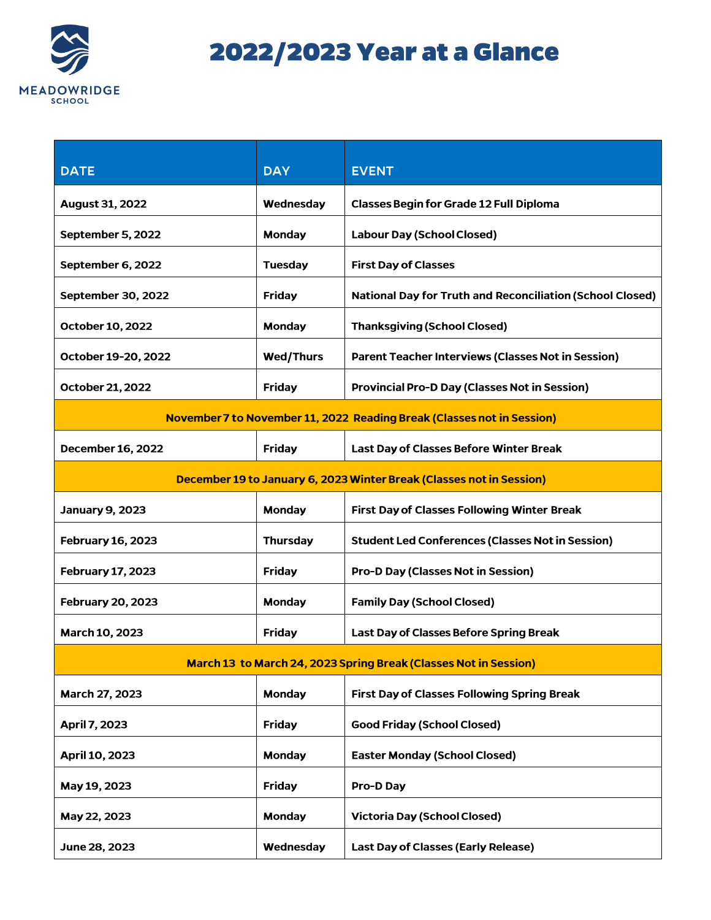MEADOWRIDGE SCHOOL

# 2022/2023 Year at a Glance

| DATE | DAY | EVENT |
|---|---|---|
| August 31, 2022 | Wednesday | Classes Begin for Grade 12 Full Diploma |
| September 5, 2022 | Monday | Labour Day (School Closed) |
| September 6, 2022 | Tuesday | First Day of Classes |
| September 30, 2022 | Friday | National Day for Truth and Reconciliation (School Closed) |
| October 10, 2022 | Monday | Thanksgiving (School Closed) |
| October 19-20, 2022 | Wed/Thurs | Parent Teacher Interviews (Classes Not in Session) |
| October 21, 2022 | Friday | Provincial Pro-D Day (Classes Not in Session) |
| November 7 to November 11, 2022 Reading Break (Classes not in Session) | | |
| December 16, 2022 | Friday | Last Day of Classes Before Winter Break |
| December 19 to January 6, 2023 Winter Break (Classes not in Session) | | |
| January 9, 2023 | Monday | First Day of Classes Following Winter Break |
| February 16, 2023 | Thursday | Student Led Conferences (Classes Not in Session) |
| February 17, 2023 | Friday | Pro-D Day (Classes Not in Session) |
| February 20, 2023 | Monday | Family Day (School Closed) |
| March 10, 2023 | Friday | Last Day of Classes Before Spring Break |
| March 13 to March 24, 2023 Spring Break (Classes Not in Session) | | |
| March 27, 2023 | Monday | First Day of Classes Following Spring Break |
| April 7, 2023 | Friday | Good Friday (School Closed) |
| April 10, 2023 | Monday | Easter Monday (School Closed) |
| May 19, 2023 | Friday | Pro-D Day |
| May 22, 2023 | Monday | Victoria Day (School Closed) |
| June 28, 2023 | Wednesday | Last Day of Classes (Early Release) |